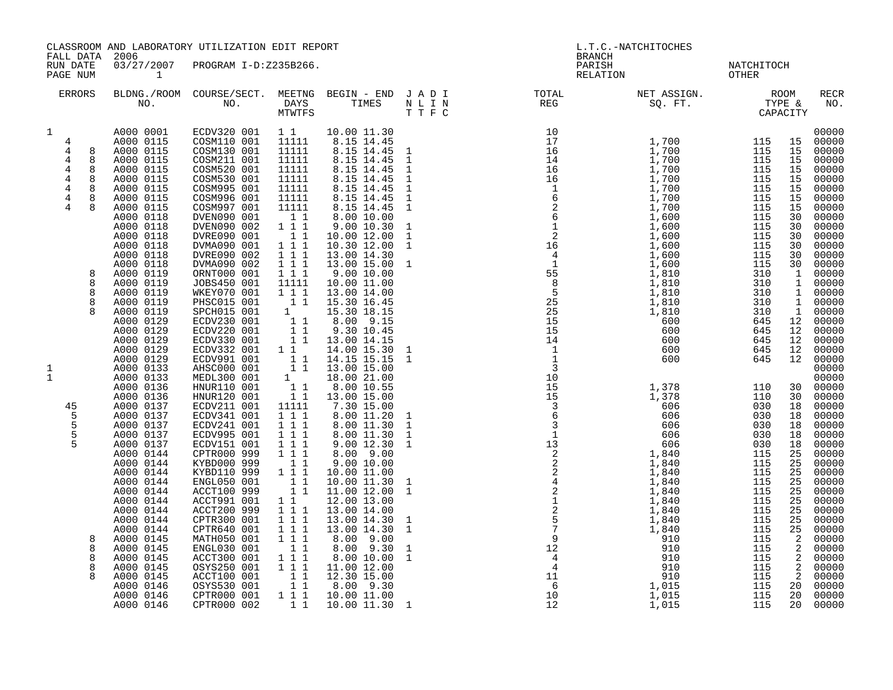CLASSROOM AND LABORATORY UTILIZATION EDIT REPORT
FALL DATA 2006
RUN DATE 03/27/2007 PROGRAM I-D:Z235B266.
PAGE NUM 1

L.T.C.-NATCHITOCHES
BRANCH
PARISH NATCHITOCH
RELATION OTHER

| ERRORS | BLDNG./ROOM NO. | COURSE/SECT. NO. | MEETNG DAYS MTWTFS | BEGIN - END TIMES | J A D I N L I N T T F C | TOTAL REG | NET ASSIGN. SQ. FT. | ROOM TYPE & | CAPACITY | RECR NO. |
|---|---|---|---|---|---|---|---|---|---|---|
| 1 | A000 0001 | ECDV320 001 | 1 1 | 10.00 11.30 | | 10 | | | | 00000 |
| 4 | A000 0115 | COSM110 001 | 11111 | 8.15 14.45 | | 17 | 1,700 | 115 | 15 | 00000 |
| 4 8 | A000 0115 | COSM130 001 | 11111 | 8.15 14.45 | 1 | 16 | 1,700 | 115 | 15 | 00000 |
| 4 8 | A000 0115 | COSM211 001 | 11111 | 8.15 14.45 | 1 | 14 | 1,700 | 115 | 15 | 00000 |
| 4 8 | A000 0115 | COSM520 001 | 11111 | 8.15 14.45 | 1 | 16 | 1,700 | 115 | 15 | 00000 |
| 4 8 | A000 0115 | COSM530 001 | 11111 | 8.15 14.45 | 1 | 16 | 1,700 | 115 | 15 | 00000 |
| 4 8 | A000 0115 | COSM995 001 | 11111 | 8.15 14.45 | 1 | 1 | 1,700 | 115 | 15 | 00000 |
| 4 8 | A000 0115 | COSM996 001 | 11111 | 8.15 14.45 | 1 | 6 | 1,700 | 115 | 15 | 00000 |
| 4 8 | A000 0115 | COSM997 001 | 11111 | 8.15 14.45 | 1 | 2 | 1,700 | 115 | 15 | 00000 |
| | A000 0118 | DVEN090 001 | 1 1 | 8.00 10.00 | | 6 | 1,600 | 115 | 30 | 00000 |
| | A000 0118 | DVEN090 002 | 1 1 1 | 9.00 10.30 | 1 | 1 | 1,600 | 115 | 30 | 00000 |
| | A000 0118 | DVRE090 001 | 1 1 | 10.00 12.00 | 1 | 2 | 1,600 | 115 | 30 | 00000 |
| | A000 0118 | DVMA090 001 | 1 1 1 | 10.30 12.00 | 1 | 16 | 1,600 | 115 | 30 | 00000 |
| | A000 0118 | DVRE090 002 | 1 1 1 | 13.00 14.30 | | 4 | 1,600 | 115 | 30 | 00000 |
| | A000 0118 | DVMA090 002 | 1 1 1 | 13.00 15.00 | 1 | 1 | 1,600 | 115 | 30 | 00000 |
| 8 | A000 0119 | ORNT000 001 | 1 1 1 | 9.00 10.00 | | 55 | 1,810 | 310 | 1 | 00000 |
| 8 | A000 0119 | JOBS450 001 | 11111 | 10.00 11.00 | | 8 | 1,810 | 310 | 1 | 00000 |
| 8 | A000 0119 | WKEY070 001 | 1 1 1 | 13.00 14.00 | | 5 | 1,810 | 310 | 1 | 00000 |
| 8 | A000 0119 | PHSC015 001 | 1 1 | 15.30 16.45 | | 25 | 1,810 | 310 | 1 | 00000 |
| 8 | A000 0119 | SPCH015 001 | 1 | 15.30 18.15 | | 25 | 1,810 | 310 | 1 | 00000 |
| | A000 0129 | ECDV230 001 | 1 1 | 8.00 9.15 | | 15 | 600 | 645 | 12 | 00000 |
| | A000 0129 | ECDV220 001 | 1 1 | 9.30 10.45 | | 15 | 600 | 645 | 12 | 00000 |
| | A000 0129 | ECDV330 001 | 1 1 | 13.00 14.15 | | 14 | 600 | 645 | 12 | 00000 |
| | A000 0129 | ECDV332 001 | 1 1 | 14.00 15.30 | 1 | 1 | 600 | 645 | 12 | 00000 |
| | A000 0129 | ECDV991 001 | 1 1 | 14.15 15.15 | 1 | 1 | 600 | 645 | 12 | 00000 |
| 1 | A000 0133 | AHSC000 001 | 1 1 | 13.00 15.00 | | 3 | | | | 00000 |
| 1 | A000 0133 | MEDL300 001 | 1 | 18.00 21.00 | | 10 | | | | 00000 |
| | A000 0136 | HNUR110 001 | 1 1 | 8.00 10.55 | | 15 | 1,378 | 110 | 30 | 00000 |
| | A000 0136 | HNUR120 001 | 1 1 | 13.00 15.00 | | 15 | 1,378 | 110 | 30 | 00000 |
| 45 | A000 0137 | ECDV211 001 | 11111 | 7.30 15.00 | | 3 | 606 | 030 | 18 | 00000 |
| 5 | A000 0137 | ECDV341 001 | 1 1 1 | 8.00 11.20 | 1 | 6 | 606 | 030 | 18 | 00000 |
| 5 | A000 0137 | ECDV241 001 | 1 1 1 | 8.00 11.30 | 1 | 3 | 606 | 030 | 18 | 00000 |
| 5 | A000 0137 | ECDV995 001 | 1 1 1 | 8.00 11.30 | 1 | 1 | 606 | 030 | 18 | 00000 |
| 5 | A000 0137 | ECDV151 001 | 1 1 1 | 9.00 12.30 | 1 | 13 | 606 | 030 | 18 | 00000 |
| | A000 0144 | CPTR000 999 | 1 1 1 | 8.00 9.00 | | 2 | 1,840 | 115 | 25 | 00000 |
| | A000 0144 | KYBD000 999 | 1 1 | 9.00 10.00 | | 2 | 1,840 | 115 | 25 | 00000 |
| | A000 0144 | KYBD110 999 | 1 1 1 | 10.00 11.00 | | 2 | 1,840 | 115 | 25 | 00000 |
| | A000 0144 | ENGL050 001 | 1 1 | 10.00 11.30 | 1 | 4 | 1,840 | 115 | 25 | 00000 |
| | A000 0144 | ACCT100 999 | 1 1 | 11.00 12.00 | 1 | 2 | 1,840 | 115 | 25 | 00000 |
| | A000 0144 | ACCT991 001 | 1 1 | 12.00 13.00 | | 1 | 1,840 | 115 | 25 | 00000 |
| | A000 0144 | ACCT200 999 | 1 1 1 | 13.00 14.00 | | 2 | 1,840 | 115 | 25 | 00000 |
| | A000 0144 | CPTR300 001 | 1 1 1 | 13.00 14.30 | 1 | 5 | 1,840 | 115 | 25 | 00000 |
| | A000 0144 | CPTR640 001 | 1 1 1 | 13.00 14.30 | 1 | 7 | 1,840 | 115 | 25 | 00000 |
| 8 | A000 0145 | MATH050 001 | 1 1 1 | 8.00 9.00 | | 9 | 910 | 115 | 2 | 00000 |
| 8 | A000 0145 | ENGL030 001 | 1 1 | 8.00 9.30 | 1 | 12 | 910 | 115 | 2 | 00000 |
| 8 | A000 0145 | ACCT300 001 | 1 1 1 | 8.00 10.00 | 1 | 4 | 910 | 115 | 2 | 00000 |
| 8 | A000 0145 | OSYS250 001 | 1 1 1 | 11.00 12.00 | | 4 | 910 | 115 | 2 | 00000 |
| 8 | A000 0145 | ACCT100 001 | 1 1 | 12.30 15.00 | | 11 | 910 | 115 | 2 | 00000 |
| | A000 0146 | OSYS530 001 | 1 1 | 8.00 9.30 | | 6 | 1,015 | 115 | 20 | 00000 |
| | A000 0146 | CPTR000 001 | 1 1 1 | 10.00 11.00 | | 10 | 1,015 | 115 | 20 | 00000 |
| | A000 0146 | CPTR000 002 | 1 1 | 10.00 11.30 | 1 | 12 | 1,015 | 115 | 20 | 00000 |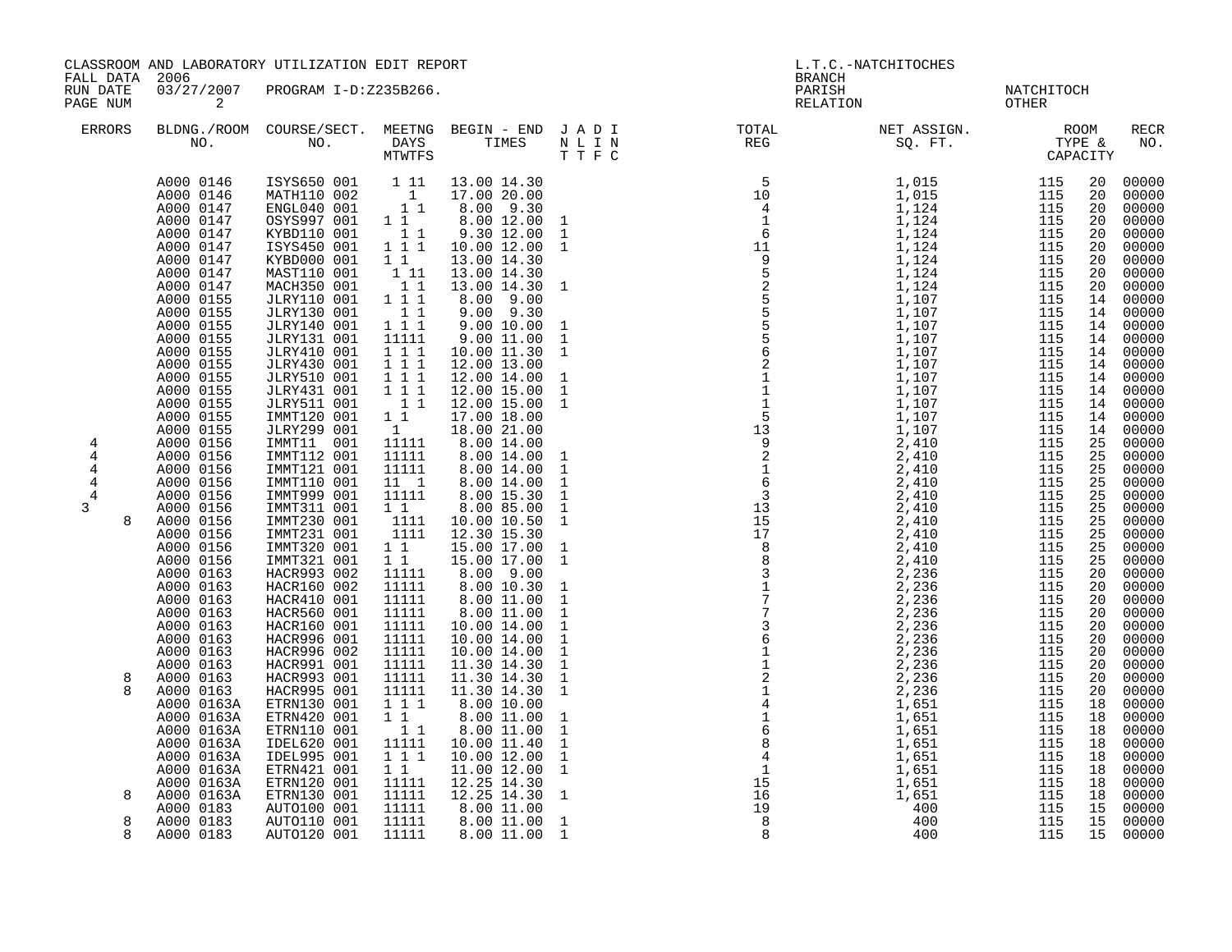CLASSROOM AND LABORATORY UTILIZATION EDIT REPORT
FALL DATA 2006
RUN DATE 03/27/2007 PROGRAM I-D:Z235B266.
PAGE NUM 2

L.T.C.-NATCHITOCHES
BRANCH
PARISH NATCHITOCH
RELATION OTHER

| ERRORS | BLDNG./ROOM NO. | COURSE/SECT. NO. | MEETNG DAYS MTWTFS | BEGIN - END TIMES | J A D I N L I N T T F C | TOTAL REG | NET ASSIGN. SQ. FT. | ROOM TYPE & | CAPACITY | RECR NO. |
|---|---|---|---|---|---|---|---|---|---|---|
| | A000 0146 | ISYS650 001 | 1 11 | 13.00 14.30 | | 5 | 1,015 | 115 | 20 | 00000 |
| | A000 0146 | MATH110 002 | 1 | 17.00 20.00 | | 10 | 1,015 | 115 | 20 | 00000 |
| | A000 0147 | ENGL040 001 | 1 1 | 8.00 9.30 | | 4 | 1,124 | 115 | 20 | 00000 |
| | A000 0147 | OSYS997 001 | 1 1 | 8.00 12.00 | 1 | 1 | 1,124 | 115 | 20 | 00000 |
| | A000 0147 | KYBD110 001 | 1 1 | 9.30 12.00 | 1 | 6 | 1,124 | 115 | 20 | 00000 |
| | A000 0147 | ISYS450 001 | 1 1 1 | 10.00 12.00 | 1 | 11 | 1,124 | 115 | 20 | 00000 |
| | A000 0147 | KYBD000 001 | 1 1 | 13.00 14.30 | | 9 | 1,124 | 115 | 20 | 00000 |
| | A000 0147 | MAST110 001 | 1 11 | 13.00 14.30 | | 5 | 1,124 | 115 | 20 | 00000 |
| | A000 0147 | MACH350 001 | 1 1 | 13.00 14.30 | 1 | 2 | 1,124 | 115 | 20 | 00000 |
| | A000 0155 | JLRY110 001 | 1 1 1 | 8.00 9.00 | | 5 | 1,107 | 115 | 14 | 00000 |
| | A000 0155 | JLRY130 001 | 1 1 | 9.00 9.30 | | 5 | 1,107 | 115 | 14 | 00000 |
| | A000 0155 | JLRY140 001 | 1 1 1 | 9.00 10.00 | 1 | 5 | 1,107 | 115 | 14 | 00000 |
| | A000 0155 | JLRY131 001 | 11111 | 9.00 11.00 | 1 | 5 | 1,107 | 115 | 14 | 00000 |
| | A000 0155 | JLRY410 001 | 1 1 1 | 10.00 11.30 | 1 | 6 | 1,107 | 115 | 14 | 00000 |
| | A000 0155 | JLRY430 001 | 1 1 1 | 12.00 13.00 | | 2 | 1,107 | 115 | 14 | 00000 |
| | A000 0155 | JLRY510 001 | 1 1 1 | 12.00 14.00 | 1 | 1 | 1,107 | 115 | 14 | 00000 |
| | A000 0155 | JLRY431 001 | 1 1 1 | 12.00 15.00 | 1 | 1 | 1,107 | 115 | 14 | 00000 |
| | A000 0155 | JLRY511 001 | 1 1 | 12.00 15.00 | 1 | 1 | 1,107 | 115 | 14 | 00000 |
| | A000 0155 | IMMT120 001 | 1 1 | 17.00 18.00 | | 5 | 1,107 | 115 | 14 | 00000 |
| | A000 0155 | JLRY299 001 | 1 | 18.00 21.00 | | 13 | 1,107 | 115 | 14 | 00000 |
| 4 | A000 0156 | IMMT11 001 | 11111 | 8.00 14.00 | | 9 | 2,410 | 115 | 25 | 00000 |
| 4 | A000 0156 | IMMT112 001 | 11111 | 8.00 14.00 | 1 | 2 | 2,410 | 115 | 25 | 00000 |
| 4 | A000 0156 | IMMT121 001 | 11111 | 8.00 14.00 | 1 | 1 | 2,410 | 115 | 25 | 00000 |
| 4 | A000 0156 | IMMT110 001 | 11 1 | 8.00 14.00 | 1 | 6 | 2,410 | 115 | 25 | 00000 |
| 4 | A000 0156 | IMMT999 001 | 11111 | 8.00 15.30 | 1 | 3 | 2,410 | 115 | 25 | 00000 |
| 3 | A000 0156 | IMMT311 001 | 1 1 | 8.00 85.00 | 1 | 13 | 2,410 | 115 | 25 | 00000 |
| 8 | A000 0156 | IMMT230 001 | 1111 | 10.00 10.50 | 1 | 15 | 2,410 | 115 | 25 | 00000 |
| | A000 0156 | IMMT231 001 | 1111 | 12.30 15.30 | | 17 | 2,410 | 115 | 25 | 00000 |
| | A000 0156 | IMMT320 001 | 1 1 | 15.00 17.00 | 1 | 8 | 2,410 | 115 | 25 | 00000 |
| | A000 0156 | IMMT321 001 | 1 1 | 15.00 17.00 | 1 | 8 | 2,410 | 115 | 25 | 00000 |
| | A000 0163 | HACR993 002 | 11111 | 8.00 9.00 | | 3 | 2,236 | 115 | 20 | 00000 |
| | A000 0163 | HACR160 002 | 11111 | 8.00 10.30 | 1 | 1 | 2,236 | 115 | 20 | 00000 |
| | A000 0163 | HACR410 001 | 11111 | 8.00 11.00 | 1 | 7 | 2,236 | 115 | 20 | 00000 |
| | A000 0163 | HACR560 001 | 11111 | 8.00 11.00 | 1 | 7 | 2,236 | 115 | 20 | 00000 |
| | A000 0163 | HACR160 001 | 11111 | 10.00 14.00 | 1 | 3 | 2,236 | 115 | 20 | 00000 |
| | A000 0163 | HACR996 001 | 11111 | 10.00 14.00 | 1 | 6 | 2,236 | 115 | 20 | 00000 |
| | A000 0163 | HACR996 002 | 11111 | 10.00 14.00 | 1 | 1 | 2,236 | 115 | 20 | 00000 |
| | A000 0163 | HACR991 001 | 11111 | 11.30 14.30 | 1 | 1 | 2,236 | 115 | 20 | 00000 |
| 8 | A000 0163 | HACR993 001 | 11111 | 11.30 14.30 | 1 | 2 | 2,236 | 115 | 20 | 00000 |
| 8 | A000 0163 | HACR995 001 | 11111 | 11.30 14.30 | 1 | 1 | 2,236 | 115 | 20 | 00000 |
| | A000 0163A | ETRN130 001 | 1 1 1 | 8.00 10.00 | | 4 | 1,651 | 115 | 18 | 00000 |
| | A000 0163A | ETRN420 001 | 1 1 | 8.00 11.00 | 1 | 1 | 1,651 | 115 | 18 | 00000 |
| | A000 0163A | ETRN110 001 | 1 1 | 8.00 11.00 | 1 | 6 | 1,651 | 115 | 18 | 00000 |
| | A000 0163A | IDEL620 001 | 11111 | 10.00 11.40 | 1 | 8 | 1,651 | 115 | 18 | 00000 |
| | A000 0163A | IDEL995 001 | 1 1 1 | 10.00 12.00 | 1 | 4 | 1,651 | 115 | 18 | 00000 |
| | A000 0163A | ETRN421 001 | 1 1 | 11.00 12.00 | 1 | 1 | 1,651 | 115 | 18 | 00000 |
| | A000 0163A | ETRN120 001 | 11111 | 12.25 14.30 | | 15 | 1,651 | 115 | 18 | 00000 |
| 8 | A000 0163A | ETRN130 001 | 11111 | 12.25 14.30 | 1 | 16 | 1,651 | 115 | 18 | 00000 |
| | A000 0183 | AUTO100 001 | 11111 | 8.00 11.00 | | 19 | 400 | 115 | 15 | 00000 |
| 8 | A000 0183 | AUTO110 001 | 11111 | 8.00 11.00 | 1 | 8 | 400 | 115 | 15 | 00000 |
| 8 | A000 0183 | AUTO120 001 | 11111 | 8.00 11.00 | 1 | 8 | 400 | 115 | 15 | 00000 |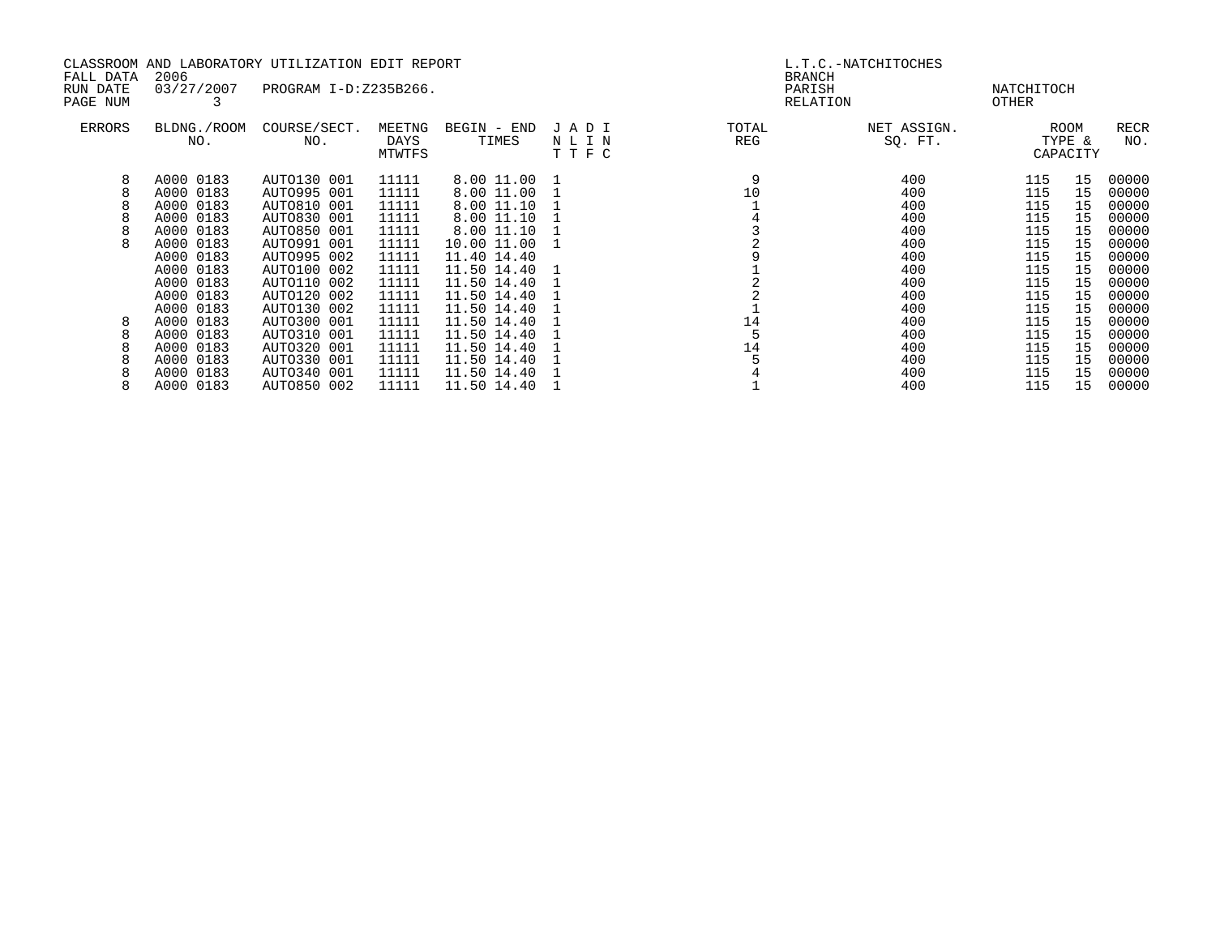CLASSROOM AND LABORATORY UTILIZATION EDIT REPORT
FALL DATA 2006
RUN DATE 03/27/2007 PROGRAM I-D:Z235B266.
PAGE NUM 3

L.T.C.-NATCHITOCHES
BRANCH
PARISH NATCHITOCH
RELATION OTHER

| ERRORS | BLDNG./ROOM NO. | COURSE/SECT. NO. | MEETNG DAYS MTWTFS | BEGIN - END TIMES | J A D I N L I N T T F C | TOTAL REG | NET ASSIGN. SQ. FT. | ROOM TYPE & CAPACITY | | RECR NO. |
|---|---|---|---|---|---|---|---|---|---|---|
| 8 | A000 0183 | AUTO130 001 | 11111 | 8.00 11.00 | 1 | 9 | 400 | 115 | 15 | 00000 |
| 8 | A000 0183 | AUTO995 001 | 11111 | 8.00 11.00 | 1 | 10 | 400 | 115 | 15 | 00000 |
| 8 | A000 0183 | AUTO810 001 | 11111 | 8.00 11.10 | 1 | 1 | 400 | 115 | 15 | 00000 |
| 8 | A000 0183 | AUTO830 001 | 11111 | 8.00 11.10 | 1 | 4 | 400 | 115 | 15 | 00000 |
| 8 | A000 0183 | AUTO850 001 | 11111 | 8.00 11.10 | 1 | 3 | 400 | 115 | 15 | 00000 |
| 8 | A000 0183 | AUTO991 001 | 11111 | 10.00 11.00 | 1 | 2 | 400 | 115 | 15 | 00000 |
| | A000 0183 | AUTO995 002 | 11111 | 11.40 14.40 | | 9 | 400 | 115 | 15 | 00000 |
| | A000 0183 | AUTO100 002 | 11111 | 11.50 14.40 | 1 | 1 | 400 | 115 | 15 | 00000 |
| | A000 0183 | AUTO110 002 | 11111 | 11.50 14.40 | 1 | 2 | 400 | 115 | 15 | 00000 |
| | A000 0183 | AUTO120 002 | 11111 | 11.50 14.40 | 1 | 2 | 400 | 115 | 15 | 00000 |
| | A000 0183 | AUTO130 002 | 11111 | 11.50 14.40 | 1 | 1 | 400 | 115 | 15 | 00000 |
| 8 | A000 0183 | AUTO300 001 | 11111 | 11.50 14.40 | 1 | 14 | 400 | 115 | 15 | 00000 |
| 8 | A000 0183 | AUTO310 001 | 11111 | 11.50 14.40 | 1 | 5 | 400 | 115 | 15 | 00000 |
| 8 | A000 0183 | AUTO320 001 | 11111 | 11.50 14.40 | 1 | 14 | 400 | 115 | 15 | 00000 |
| 8 | A000 0183 | AUTO330 001 | 11111 | 11.50 14.40 | 1 | 5 | 400 | 115 | 15 | 00000 |
| 8 | A000 0183 | AUTO340 001 | 11111 | 11.50 14.40 | 1 | 4 | 400 | 115 | 15 | 00000 |
| 8 | A000 0183 | AUTO850 002 | 11111 | 11.50 14.40 | 1 | 1 | 400 | 115 | 15 | 00000 |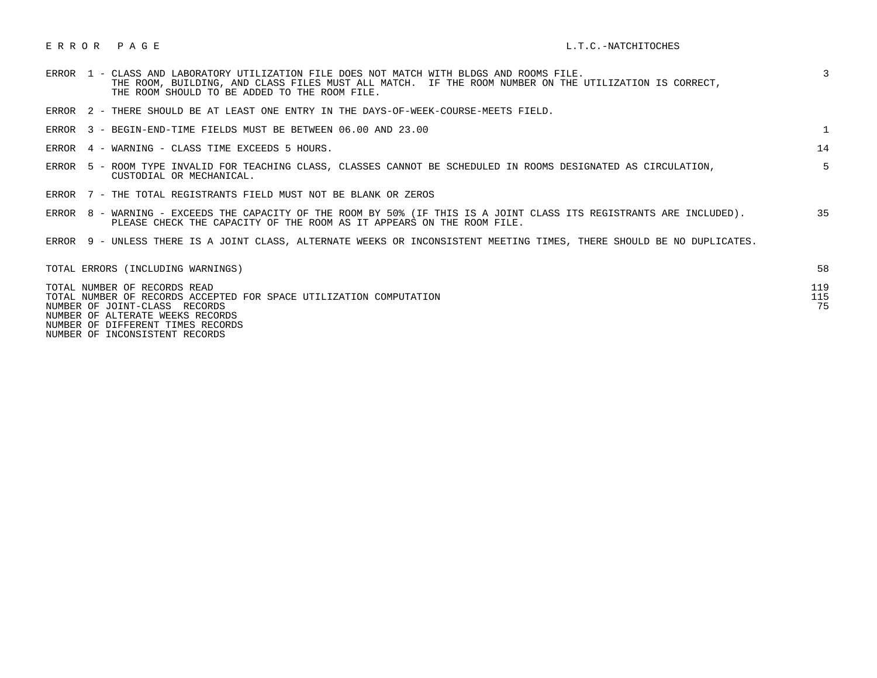# E R R O R   P A G E

L.T.C.-NATCHITOCHES

| Error | Description | Count |
|---|---|---|
| ERROR 1 | CLASS AND LABORATORY UTILIZATION FILE DOES NOT MATCH WITH BLDGS AND ROOMS FILE. THE ROOM, BUILDING, AND CLASS FILES MUST ALL MATCH. IF THE ROOM NUMBER ON THE UTILIZATION IS CORRECT, THE ROOM SHOULD TO BE ADDED TO THE ROOM FILE. | 3 |
| ERROR 2 | THERE SHOULD BE AT LEAST ONE ENTRY IN THE DAYS-OF-WEEK-COURSE-MEETS FIELD. | |
| ERROR 3 | BEGIN-END-TIME FIELDS MUST BE BETWEEN 06.00 AND 23.00 | 1 |
| ERROR 4 | WARNING - CLASS TIME EXCEEDS 5 HOURS. | 14 |
| ERROR 5 | ROOM TYPE INVALID FOR TEACHING CLASS, CLASSES CANNOT BE SCHEDULED IN ROOMS DESIGNATED AS CIRCULATION, CUSTODIAL OR MECHANICAL. | 5 |
| ERROR 7 | THE TOTAL REGISTRANTS FIELD MUST NOT BE BLANK OR ZEROS | |
| ERROR 8 | WARNING - EXCEEDS THE CAPACITY OF THE ROOM BY 50% (IF THIS IS A JOINT CLASS ITS REGISTRANTS ARE INCLUDED). PLEASE CHECK THE CAPACITY OF THE ROOM AS IT APPEARS ON THE ROOM FILE. | 35 |
| ERROR 9 | UNLESS THERE IS A JOINT CLASS, ALTERNATE WEEKS OR INCONSISTENT MEETING TIMES, THERE SHOULD BE NO DUPLICATES. | |

| Summary | Count |
|---|---|
| TOTAL ERRORS (INCLUDING WARNINGS) | 58 |
| TOTAL NUMBER OF RECORDS READ | 119 |
| TOTAL NUMBER OF RECORDS ACCEPTED FOR SPACE UTILIZATION COMPUTATION | 115 |
| NUMBER OF JOINT-CLASS RECORDS | 75 |
| NUMBER OF ALTERATE WEEKS RECORDS | |
| NUMBER OF DIFFERENT TIMES RECORDS | |
| NUMBER OF INCONSISTENT RECORDS | |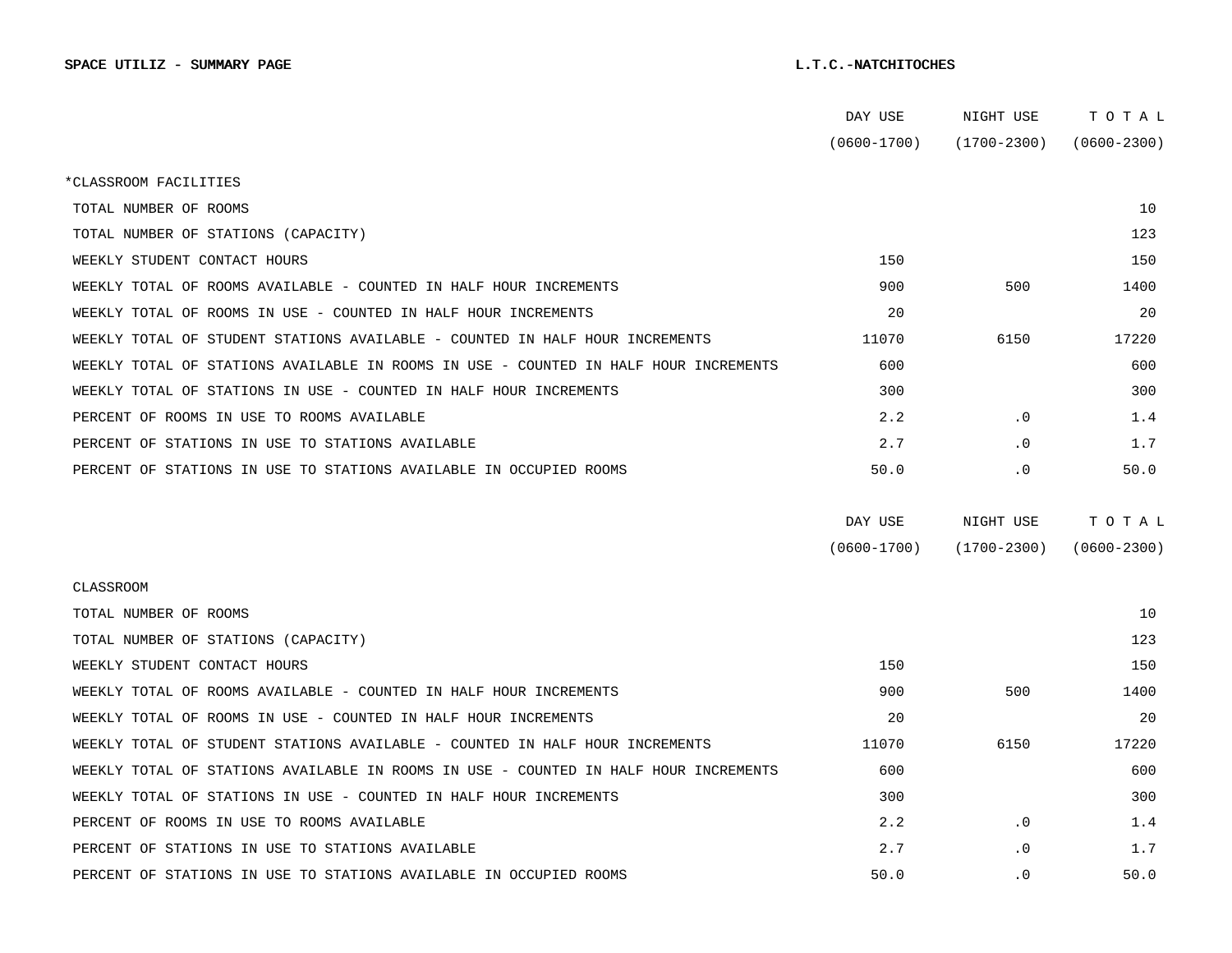**SPACE UTILIZ - SUMMARY PAGE** **L.T.C.-NATCHITOCHES**

| | DAY USE (0600-1700) | NIGHT USE (1700-2300) | T O T A L (0600-2300) |
|---|---|---|---|
| *CLASSROOM FACILITIES | | | |
| TOTAL NUMBER OF ROOMS | | | 10 |
| TOTAL NUMBER OF STATIONS (CAPACITY) | | | 123 |
| WEEKLY STUDENT CONTACT HOURS | 150 | | 150 |
| WEEKLY TOTAL OF ROOMS AVAILABLE - COUNTED IN HALF HOUR INCREMENTS | 900 | 500 | 1400 |
| WEEKLY TOTAL OF ROOMS IN USE - COUNTED IN HALF HOUR INCREMENTS | 20 | | 20 |
| WEEKLY TOTAL OF STUDENT STATIONS AVAILABLE - COUNTED IN HALF HOUR INCREMENTS | 11070 | 6150 | 17220 |
| WEEKLY TOTAL OF STATIONS AVAILABLE IN ROOMS IN USE - COUNTED IN HALF HOUR INCREMENTS | 600 | | 600 |
| WEEKLY TOTAL OF STATIONS IN USE - COUNTED IN HALF HOUR INCREMENTS | 300 | | 300 |
| PERCENT OF ROOMS IN USE TO ROOMS AVAILABLE | 2.2 | .0 | 1.4 |
| PERCENT OF STATIONS IN USE TO STATIONS AVAILABLE | 2.7 | .0 | 1.7 |
| PERCENT OF STATIONS IN USE TO STATIONS AVAILABLE IN OCCUPIED ROOMS | 50.0 | .0 | 50.0 |

| | DAY USE (0600-1700) | NIGHT USE (1700-2300) | T O T A L (0600-2300) |
|---|---|---|---|
| CLASSROOM | | | |
| TOTAL NUMBER OF ROOMS | | | 10 |
| TOTAL NUMBER OF STATIONS (CAPACITY) | | | 123 |
| WEEKLY STUDENT CONTACT HOURS | 150 | | 150 |
| WEEKLY TOTAL OF ROOMS AVAILABLE - COUNTED IN HALF HOUR INCREMENTS | 900 | 500 | 1400 |
| WEEKLY TOTAL OF ROOMS IN USE - COUNTED IN HALF HOUR INCREMENTS | 20 | | 20 |
| WEEKLY TOTAL OF STUDENT STATIONS AVAILABLE - COUNTED IN HALF HOUR INCREMENTS | 11070 | 6150 | 17220 |
| WEEKLY TOTAL OF STATIONS AVAILABLE IN ROOMS IN USE - COUNTED IN HALF HOUR INCREMENTS | 600 | | 600 |
| WEEKLY TOTAL OF STATIONS IN USE - COUNTED IN HALF HOUR INCREMENTS | 300 | | 300 |
| PERCENT OF ROOMS IN USE TO ROOMS AVAILABLE | 2.2 | .0 | 1.4 |
| PERCENT OF STATIONS IN USE TO STATIONS AVAILABLE | 2.7 | .0 | 1.7 |
| PERCENT OF STATIONS IN USE TO STATIONS AVAILABLE IN OCCUPIED ROOMS | 50.0 | .0 | 50.0 |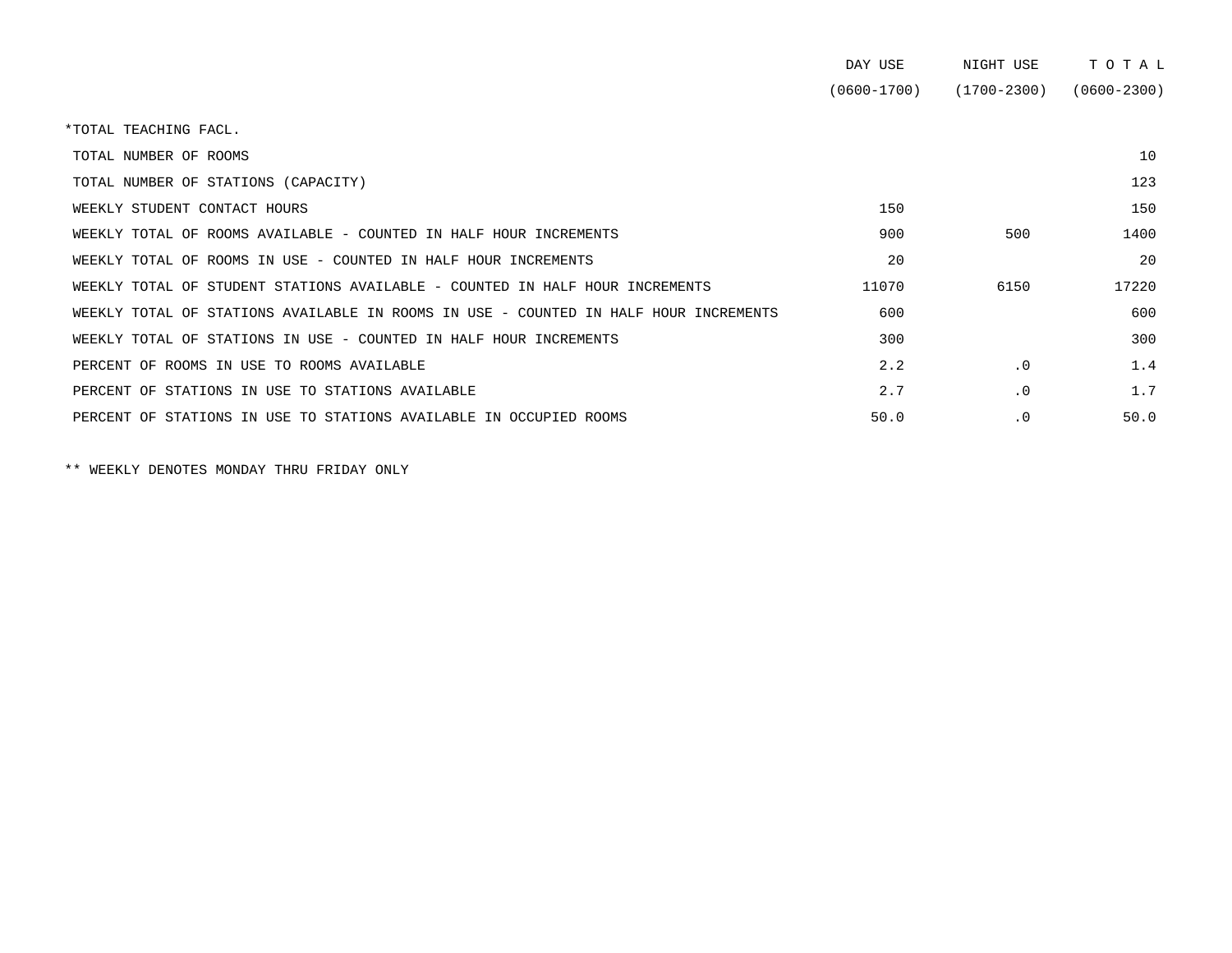| | DAY USE (0600-1700) | NIGHT USE (1700-2300) | T O T A L (0600-2300) |
|---|---|---|---|
| *TOTAL TEACHING FACL. | | | |
| TOTAL NUMBER OF ROOMS | | | 10 |
| TOTAL NUMBER OF STATIONS (CAPACITY) | | | 123 |
| WEEKLY STUDENT CONTACT HOURS | 150 | | 150 |
| WEEKLY TOTAL OF ROOMS AVAILABLE - COUNTED IN HALF HOUR INCREMENTS | 900 | 500 | 1400 |
| WEEKLY TOTAL OF ROOMS IN USE - COUNTED IN HALF HOUR INCREMENTS | 20 | | 20 |
| WEEKLY TOTAL OF STUDENT STATIONS AVAILABLE - COUNTED IN HALF HOUR INCREMENTS | 11070 | 6150 | 17220 |
| WEEKLY TOTAL OF STATIONS AVAILABLE IN ROOMS IN USE - COUNTED IN HALF HOUR INCREMENTS | 600 | | 600 |
| WEEKLY TOTAL OF STATIONS IN USE - COUNTED IN HALF HOUR INCREMENTS | 300 | | 300 |
| PERCENT OF ROOMS IN USE TO ROOMS AVAILABLE | 2.2 | .0 | 1.4 |
| PERCENT OF STATIONS IN USE TO STATIONS AVAILABLE | 2.7 | .0 | 1.7 |
| PERCENT OF STATIONS IN USE TO STATIONS AVAILABLE IN OCCUPIED ROOMS | 50.0 | .0 | 50.0 |

** WEEKLY DENOTES MONDAY THRU FRIDAY ONLY